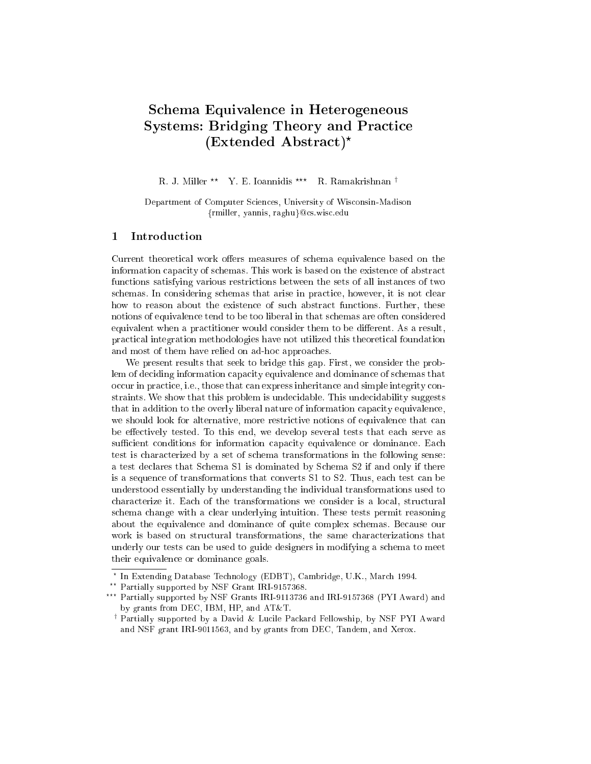# Schema Equivalence in Heterogeneous Systems: Bridging Theory and Practice (Extended Abstract)*

R. J. Miller ** Y. E. Ioannidis *** R. Ramakrishnan †

Department of Computer Sciences, University of Wisconsin-Madison
{rmiller, yannis, raghu}@cs.wisc.edu

## 1 Introduction

Current theoretical work offers measures of schema equivalence based on the information capacity of schemas. This work is based on the existence of abstract functions satisfying various restrictions between the sets of all instances of two schemas. In considering schemas that arise in practice, however, it is not clear how to reason about the existence of such abstract functions. Further, these notions of equivalence tend to be too liberal in that schemas are often considered equivalent when a practitioner would consider them to be different. As a result, practical integration methodologies have not utilized this theoretical foundation and most of them have relied on ad-hoc approaches.

We present results that seek to bridge this gap. First, we consider the problem of deciding information capacity equivalence and dominance of schemas that occur in practice, i.e., those that can express inheritance and simple integrity constraints. We show that this problem is undecidable. This undecidability suggests that in addition to the overly liberal nature of information capacity equivalence, we should look for alternative, more restrictive notions of equivalence that can be effectively tested. To this end, we develop several tests that each serve as sufficient conditions for information capacity equivalence or dominance. Each test is characterized by a set of schema transformations in the following sense: a test declares that Schema S1 is dominated by Schema S2 if and only if there is a sequence of transformations that converts S1 to S2. Thus, each test can be understood essentially by understanding the individual transformations used to characterize it. Each of the transformations we consider is a local, structural schema change with a clear underlying intuition. These tests permit reasoning about the equivalence and dominance of quite complex schemas. Because our work is based on structural transformations, the same characterizations that underly our tests can be used to guide designers in modifying a schema to meet their equivalence or dominance goals.

---

* In Extending Database Technology (EDBT), Cambridge, U.K., March 1994.

** Partially supported by NSF Grant IRI-9157368.

*** Partially supported by NSF Grants IRI-9113736 and IRI-9157368 (PYI Award) and by grants from DEC, IBM, HP, and AT&T.

† Partially supported by a David & Lucile Packard Fellowship, by NSF PYI Award and NSF grant IRI-9011563, and by grants from DEC, Tandem, and Xerox.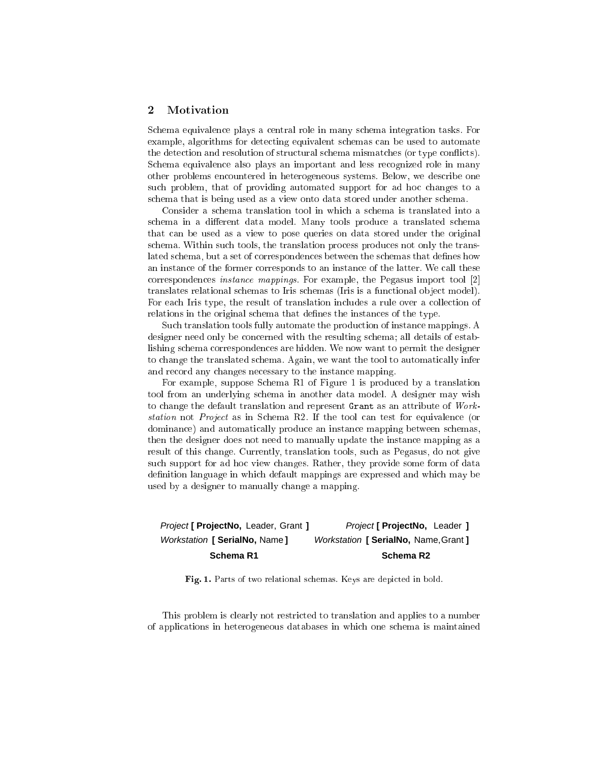## 2 Motivation

Schema equivalence plays a central role in many schema integration tasks. For example, algorithms for detecting equivalent schemas can be used to automate the detection and resolution of structural schema mismatches (or type conflicts). Schema equivalence also plays an important and less recognized role in many other problems encountered in heterogeneous systems. Below, we describe one such problem, that of providing automated support for ad hoc changes to a schema that is being used as a view onto data stored under another schema.

Consider a schema translation tool in which a schema is translated into a schema in a different data model. Many tools produce a translated schema that can be used as a view to pose queries on data stored under the original schema. Within such tools, the translation process produces not only the translated schema, but a set of correspondences between the schemas that defines how an instance of the former corresponds to an instance of the latter. We call these correspondences *instance mappings*. For example, the Pegasus import tool [2] translates relational schemas to Iris schemas (Iris is a functional object model). For each Iris type, the result of translation includes a rule over a collection of relations in the original schema that defines the instances of the type.

Such translation tools fully automate the production of instance mappings. A designer need only be concerned with the resulting schema; all details of establishing schema correspondences are hidden. We now want to permit the designer to change the translated schema. Again, we want the tool to automatically infer and record any changes necessary to the instance mapping.

For example, suppose Schema R1 of Figure 1 is produced by a translation tool from an underlying schema in another data model. A designer may wish to change the default translation and represent `Grant` as an attribute of *Workstation* not *Project* as in Schema R2. If the tool can test for equivalence (or dominance) and automatically produce an instance mapping between schemas, then the designer does not need to manually update the instance mapping as a result of this change. Currently, translation tools, such as Pegasus, do not give such support for ad hoc view changes. Rather, they provide some form of data definition language in which default mappings are expressed and which may be used by a designer to manually change a mapping.

| Schema R1 | Schema R2 |
| --- | --- |
| *Project* **[ ProjectNo,** Leader, Grant **]** | *Project* **[ ProjectNo,** Leader **]** |
| *Workstation* **[ SerialNo,** Name **]** | *Workstation* **[ SerialNo,** Name, Grant **]** |

**Fig. 1.** Parts of two relational schemas. Keys are depicted in bold.

This problem is clearly not restricted to translation and applies to a number of applications in heterogeneous databases in which one schema is maintained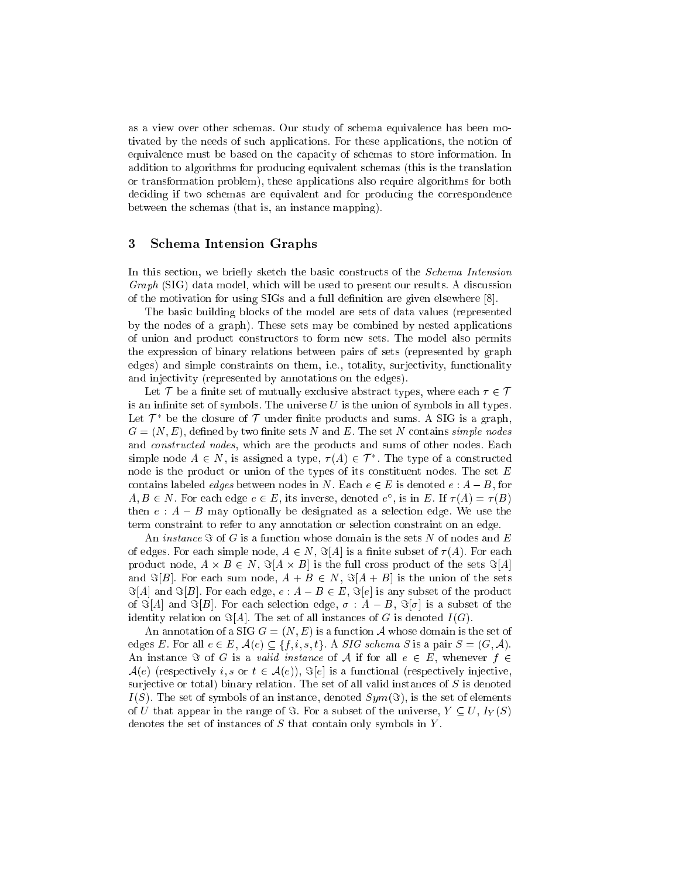as a view over other schemas. Our study of schema equivalence has been motivated by the needs of such applications. For these applications, the notion of equivalence must be based on the capacity of schemas to store information. In addition to algorithms for producing equivalent schemas (this is the translation or transformation problem), these applications also require algorithms for both deciding if two schemas are equivalent and for producing the correspondence between the schemas (that is, an instance mapping).

## 3 Schema Intension Graphs

In this section, we briefly sketch the basic constructs of the *Schema Intension Graph* (SIG) data model, which will be used to present our results. A discussion of the motivation for using SIGs and a full definition are given elsewhere [8].

The basic building blocks of the model are sets of data values (represented by the nodes of a graph). These sets may be combined by nested applications of union and product constructors to form new sets. The model also permits the expression of binary relations between pairs of sets (represented by graph edges) and simple constraints on them, i.e., totality, surjectivity, functionality and injectivity (represented by annotations on the edges).

Let $\mathcal{T}$ be a finite set of mutually exclusive abstract types, where each $\tau \in \mathcal{T}$ is an infinite set of symbols. The universe $U$ is the union of symbols in all types. Let $\mathcal{T}^*$ be the closure of $\mathcal{T}$ under finite products and sums. A SIG is a graph, $G = (N, E)$, defined by two finite sets $N$ and $E$. The set $N$ contains *simple nodes* and *constructed nodes*, which are the products and sums of other nodes. Each simple node $A \in N$, is assigned a type, $\tau(A) \in \mathcal{T}^*$. The type of a constructed node is the product or union of the types of its constituent nodes. The set $E$ contains labeled *edges* between nodes in $N$. Each $e \in E$ is denoted $e : A - B$, for $A, B \in N$. For each edge $e \in E$, its inverse, denoted $e^{\circ}$, is in $E$. If $\tau(A) = \tau(B)$ then $e : A - B$ may optionally be designated as a selection edge. We use the term constraint to refer to any annotation or selection constraint on an edge.

An *instance* $\Im$ of $G$ is a function whose domain is the sets $N$ of nodes and $E$ of edges. For each simple node, $A \in N$, $\Im[A]$ is a finite subset of $\tau(A)$. For each product node, $A \times B \in N$, $\Im[A \times B]$ is the full cross product of the sets $\Im[A]$ and $\Im[B]$. For each sum node, $A + B \in N$, $\Im[A + B]$ is the union of the sets $\Im[A]$ and $\Im[B]$. For each edge, $e : A - B \in E$, $\Im[e]$ is any subset of the product of $\Im[A]$ and $\Im[B]$. For each selection edge, $\sigma : A - B$, $\Im[\sigma]$ is a subset of the identity relation on $\Im[A]$. The set of all instances of $G$ is denoted $I(G)$.

An annotation of a SIG $G = (N, E)$ is a function $\mathcal{A}$ whose domain is the set of edges $E$. For all $e \in E$, $\mathcal{A}(e) \subseteq \{f, i, s, t\}$. A *SIG schema* $S$ is a pair $S = (G, \mathcal{A})$. An instance $\Im$ of $G$ is a *valid instance* of $\mathcal{A}$ if for all $e \in E$, whenever $f \in \mathcal{A}(e)$ (respectively $i, s$ or $t \in \mathcal{A}(e)$), $\Im[e]$ is a functional (respectively injective, surjective or total) binary relation. The set of all valid instances of $S$ is denoted $I(S)$. The set of symbols of an instance, denoted $Sym(\Im)$, is the set of elements of $U$ that appear in the range of $\Im$. For a subset of the universe, $Y \subseteq U$, $I_Y(S)$ denotes the set of instances of $S$ that contain only symbols in $Y$.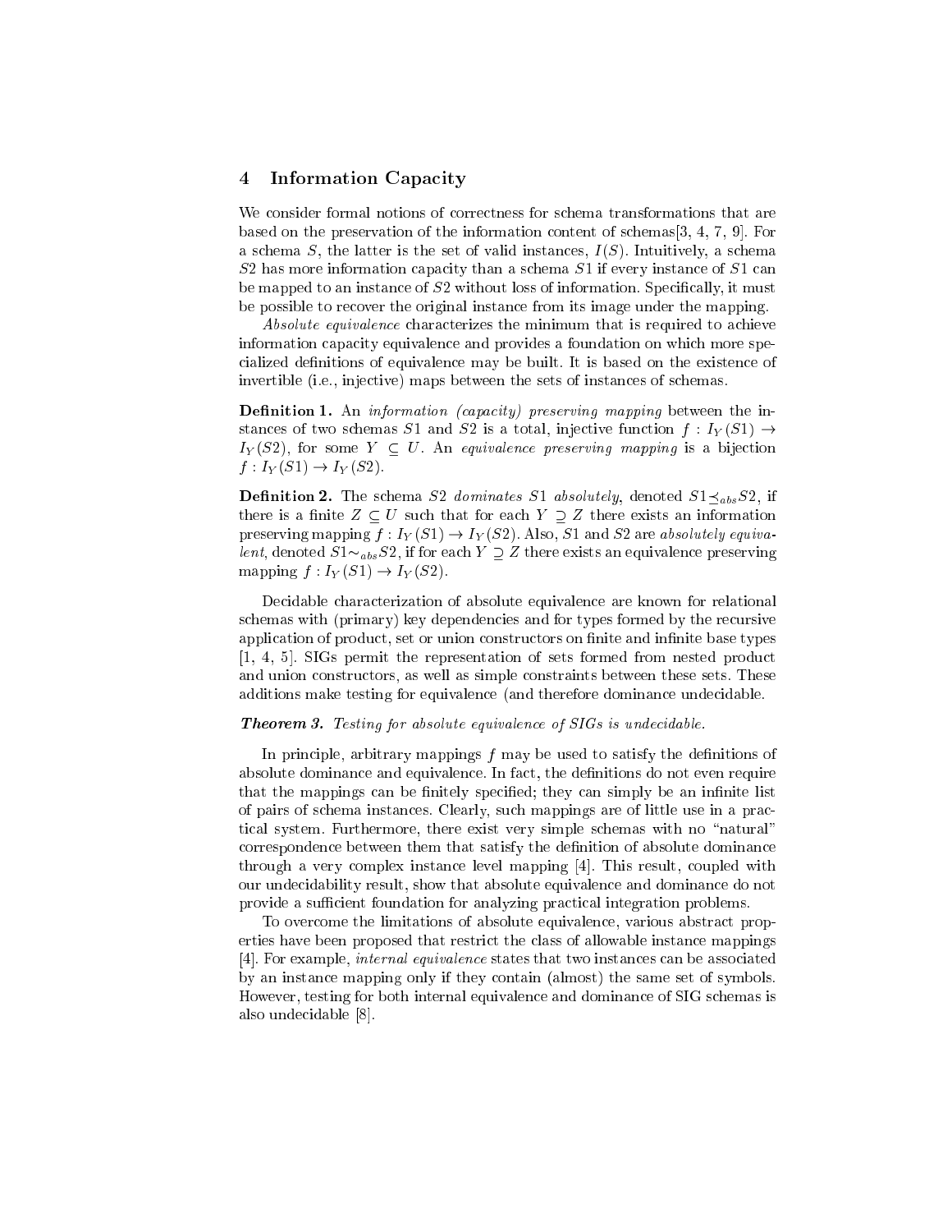## 4 Information Capacity

We consider formal notions of correctness for schema transformations that are based on the preservation of the information content of schemas[3, 4, 7, 9]. For a schema $S$, the latter is the set of valid instances, $I(S)$. Intuitively, a schema $S2$ has more information capacity than a schema $S1$ if every instance of $S1$ can be mapped to an instance of $S2$ without loss of information. Specifically, it must be possible to recover the original instance from its image under the mapping.

*Absolute equivalence* characterizes the minimum that is required to achieve information capacity equivalence and provides a foundation on which more specialized definitions of equivalence may be built. It is based on the existence of invertible (i.e., injective) maps between the sets of instances of schemas.

**Definition 1.** An *information (capacity) preserving mapping* between the instances of two schemas $S1$ and $S2$ is a total, injective function $f : I_Y(S1) \rightarrow I_Y(S2)$, for some $Y \subseteq U$. An *equivalence preserving mapping* is a bijection $f : I_Y(S1) \rightarrow I_Y(S2)$.

**Definition 2.** The schema $S2$ *dominates* $S1$ *absolutely*, denoted $S1 \preceq_{abs} S2$, if there is a finite $Z \subseteq U$ such that for each $Y \supseteq Z$ there exists an information preserving mapping $f : I_Y(S1) \rightarrow I_Y(S2)$. Also, $S1$ and $S2$ are *absolutely equivalent*, denoted $S1 \sim_{abs} S2$, if for each $Y \supseteq Z$ there exists an equivalence preserving mapping $f : I_Y(S1) \rightarrow I_Y(S2)$.

Decidable characterization of absolute equivalence are known for relational schemas with (primary) key dependencies and for types formed by the recursive application of product, set or union constructors on finite and infinite base types [1, 4, 5]. SIGs permit the representation of sets formed from nested product and union constructors, as well as simple constraints between these sets. These additions make testing for equivalence (and therefore dominance undecidable.

***Theorem 3.*** *Testing for absolute equivalence of SIGs is undecidable.*

In principle, arbitrary mappings $f$ may be used to satisfy the definitions of absolute dominance and equivalence. In fact, the definitions do not even require that the mappings can be finitely specified; they can simply be an infinite list of pairs of schema instances. Clearly, such mappings are of little use in a practical system. Furthermore, there exist very simple schemas with no "natural" correspondence between them that satisfy the definition of absolute dominance through a very complex instance level mapping [4]. This result, coupled with our undecidability result, show that absolute equivalence and dominance do not provide a sufficient foundation for analyzing practical integration problems.

To overcome the limitations of absolute equivalence, various abstract properties have been proposed that restrict the class of allowable instance mappings [4]. For example, *internal equivalence* states that two instances can be associated by an instance mapping only if they contain (almost) the same set of symbols. However, testing for both internal equivalence and dominance of SIG schemas is also undecidable [8].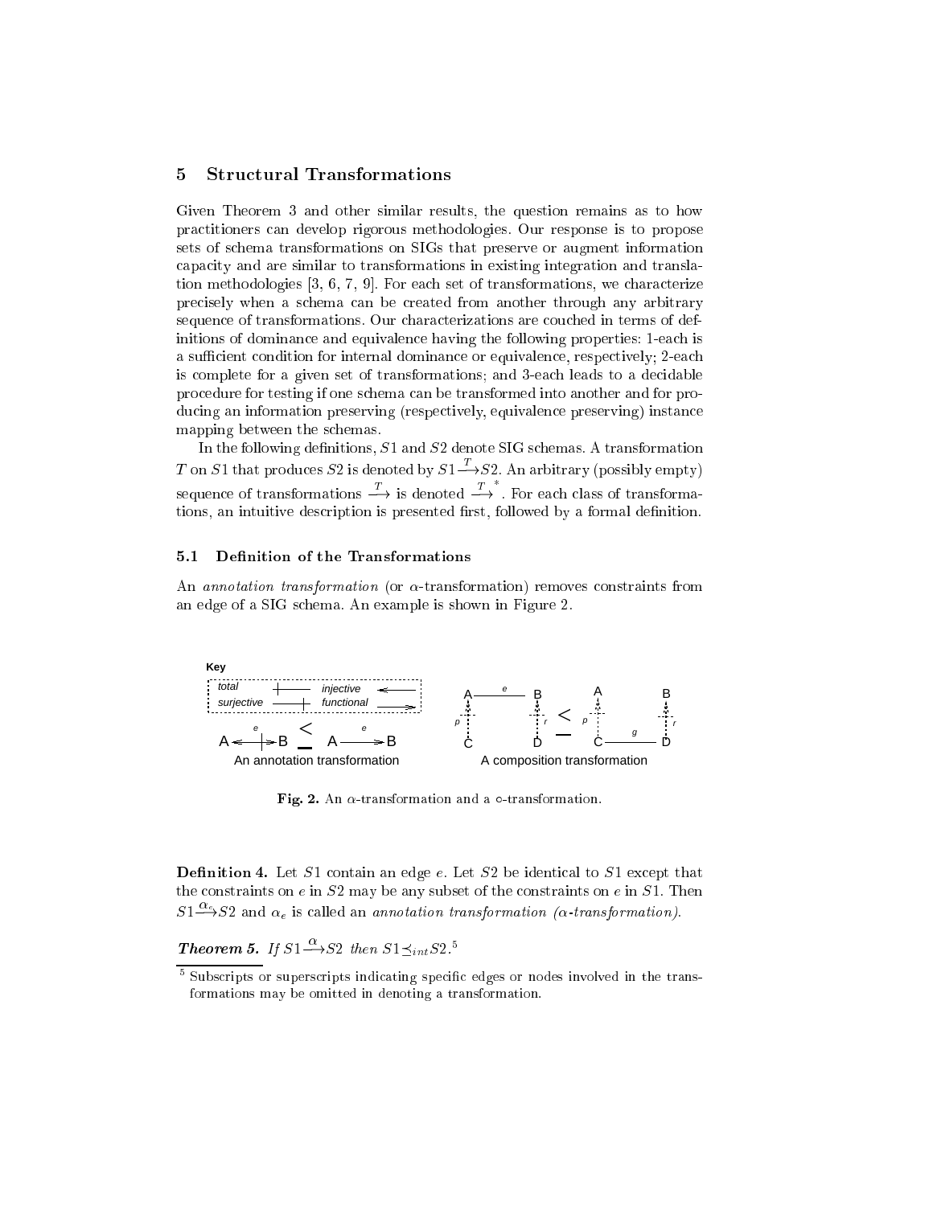## 5 Structural Transformations

Given Theorem 3 and other similar results, the question remains as to how practitioners can develop rigorous methodologies. Our response is to propose sets of schema transformations on SIGs that preserve or augment information capacity and are similar to transformations in existing integration and translation methodologies [3, 6, 7, 9]. For each set of transformations, we characterize precisely when a schema can be created from another through any arbitrary sequence of transformations. Our characterizations are couched in terms of definitions of dominance and equivalence having the following properties: 1-each is a sufficient condition for internal dominance or equivalence, respectively; 2-each is complete for a given set of transformations; and 3-each leads to a decidable procedure for testing if one schema can be transformed into another and for producing an information preserving (respectively, equivalence preserving) instance mapping between the schemas.

In the following definitions, $S1$ and $S2$ denote SIG schemas. A transformation $T$ on $S1$ that produces $S2$ is denoted by $S1 \xrightarrow{T} S2$. An arbitrary (possibly empty) sequence of transformations $\xrightarrow{T}$ is denoted $\xrightarrow{T}^{*}$. For each class of transformations, an intuitive description is presented first, followed by a formal definition.

### 5.1 Definition of the Transformations

An *annotation transformation* (or $\alpha$-transformation) removes constraints from an edge of a SIG schema. An example is shown in Figure 2.

**Fig. 2.** An $\alpha$-transformation and a $\circ$-transformation.

**Definition 4.** Let $S1$ contain an edge $e$. Let $S2$ be identical to $S1$ except that the constraints on $e$ in $S2$ may be any subset of the constraints on $e$ in $S1$. Then $S1 \xrightarrow{\alpha_e} S2$ and $\alpha_e$ is called an *annotation transformation ($\alpha$-transformation)*.

***Theorem 5.*** *If $S1 \xrightarrow{\alpha} S2$ then $S1 \preceq_{int} S2$.*[5]

[5] Subscripts or superscripts indicating specific edges or nodes involved in the transformations may be omitted in denoting a transformation.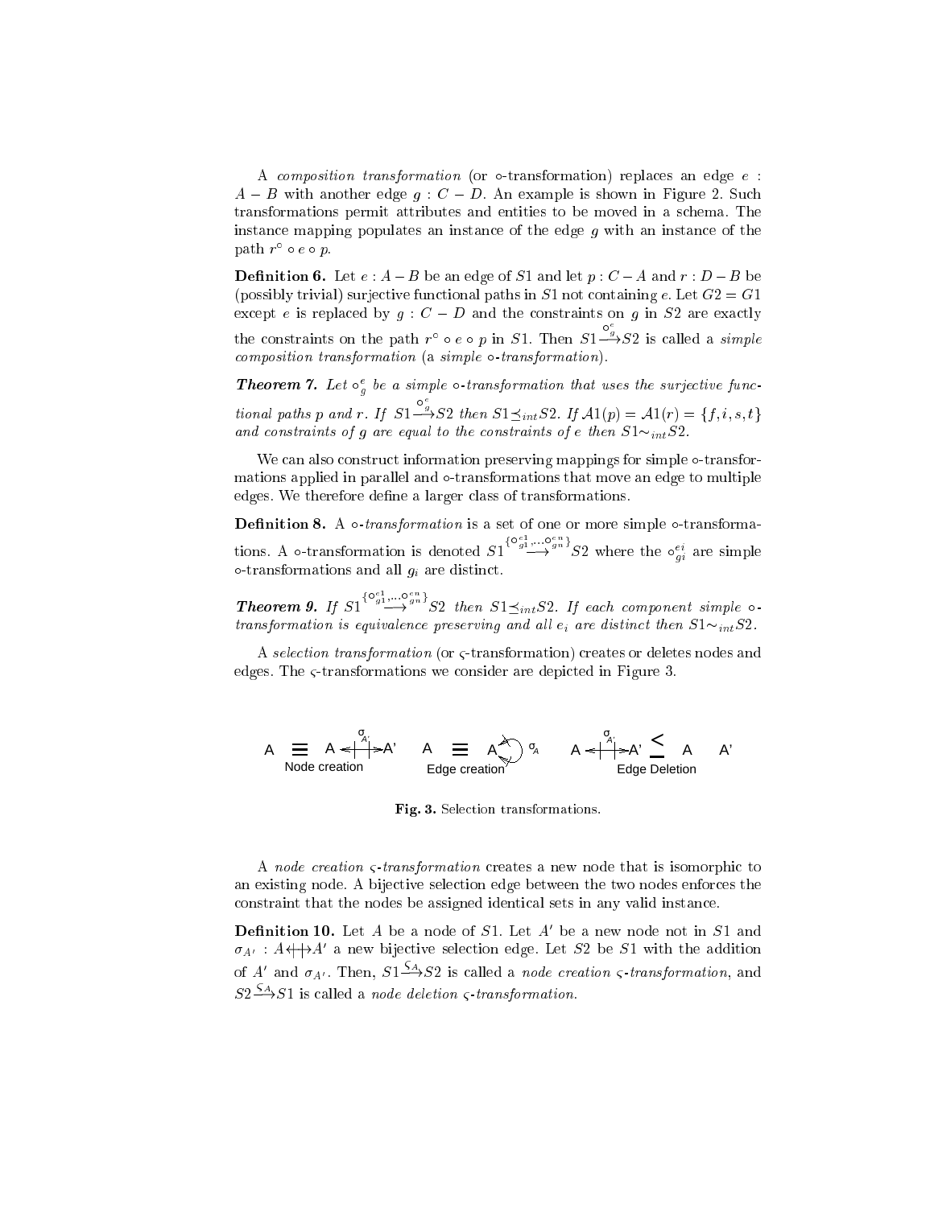A *composition transformation* (or $\circ$-transformation) replaces an edge $e : A - B$ with another edge $g : C - D$. An example is shown in Figure 2. Such transformations permit attributes and entities to be moved in a schema. The instance mapping populates an instance of the edge $g$ with an instance of the path $r^{\circ} \circ e \circ p$.

**Definition 6.** Let $e : A - B$ be an edge of $S1$ and let $p : C - A$ and $r : D - B$ be (possibly trivial) surjective functional paths in $S1$ not containing $e$. Let $G2 = G1$ except $e$ is replaced by $g : C - D$ and the constraints on $g$ in $S2$ are exactly the constraints on the path $r^{\circ} \circ e \circ p$ in $S1$. Then $S1 \xrightarrow{\circ^e_g} S2$ is called a *simple composition transformation* (a *simple* $\circ$*-transformation*).

***Theorem 7.*** *Let $\circ^e_g$ be a simple $\circ$-transformation that uses the surjective functional paths $p$ and $r$. If $S1 \xrightarrow{\circ^e_g} S2$ then $S1 \preceq_{int} S2$. If $\mathcal{A}1(p) = \mathcal{A}1(r) = \{f, i, s, t\}$ and constraints of $g$ are equal to the constraints of $e$ then $S1 \sim_{int} S2$.*

We can also construct information preserving mappings for simple $\circ$-transformations applied in parallel and $\circ$-transformations that move an edge to multiple edges. We therefore define a larger class of transformations.

**Definition 8.** A $\circ$*-transformation* is a set of one or more simple $\circ$-transformations. A $\circ$-transformation is denoted $S1 \xrightarrow{\{\circ^{e1}_{g1}, \ldots \circ^{en}_{gn}\}} S2$ where the $\circ^{ei}_{gi}$ are simple $\circ$-transformations and all $g_i$ are distinct.

***Theorem 9.*** *If $S1 \xrightarrow{\{\circ^{e1}_{g1}, \ldots \circ^{en}_{gn}\}} S2$ then $S1 \preceq_{int} S2$. If each component simple $\circ$-transformation is equivalence preserving and all $e_i$ are distinct then $S1 \sim_{int} S2$.*

A *selection transformation* (or $\varsigma$-transformation) creates or deletes nodes and edges. The $\varsigma$-transformations we consider are depicted in Figure 3.

**Fig. 3.** Selection transformations.

A *node creation* $\varsigma$*-transformation* creates a new node that is isomorphic to an existing node. A bijective selection edge between the two nodes enforces the constraint that the nodes be assigned identical sets in any valid instance.

**Definition 10.** Let $A$ be a node of $S1$. Let $A'$ be a new node not in $S1$ and $\sigma_{A'} : A \leftrightarrow A'$ a new bijective selection edge. Let $S2$ be $S1$ with the addition of $A'$ and $\sigma_{A'}$. Then, $S1 \xrightarrow{\varsigma_A} S2$ is called a *node creation* $\varsigma$*-transformation*, and $S2 \xrightarrow{\varsigma_A} S1$ is called a *node deletion* $\varsigma$*-transformation*.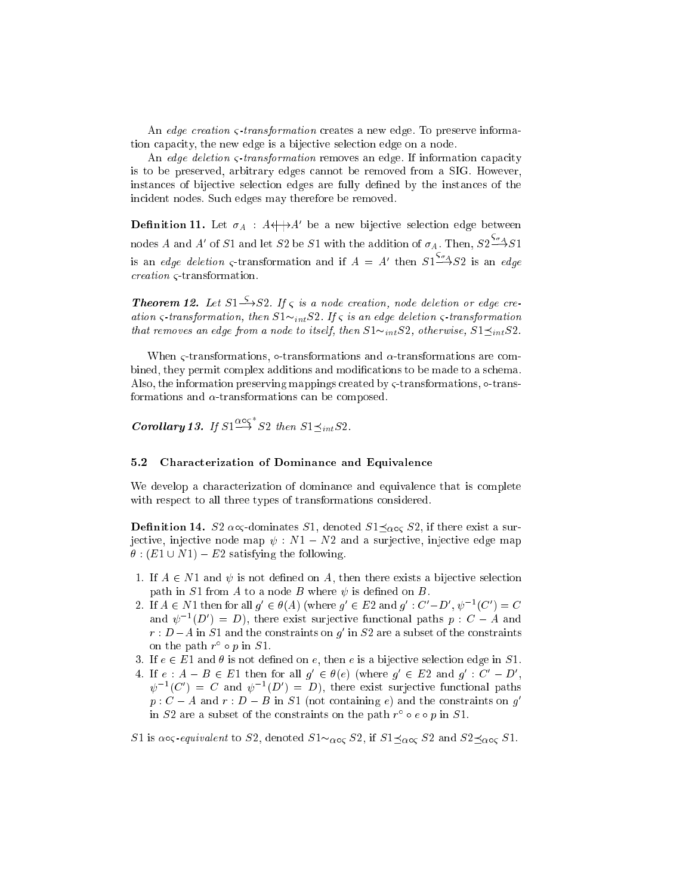An *edge creation* $\varsigma$*-transformation* creates a new edge. To preserve information capacity, the new edge is a bijective selection edge on a node.

An *edge deletion* $\varsigma$*-transformation* removes an edge. If information capacity is to be preserved, arbitrary edges cannot be removed from a SIG. However, instances of bijective selection edges are fully defined by the instances of the incident nodes. Such edges may therefore be removed.

**Definition 11.** Let $\sigma_A : A \leftrightarrow\!\!\!\!\mapsto A'$ be a new bijective selection edge between nodes $A$ and $A'$ of $S1$ and let $S2$ be $S1$ with the addition of $\sigma_A$. Then, $S2 \stackrel{\varsigma_{\sigma_A}}{\longrightarrow} S1$ is an *edge deletion* $\varsigma$-transformation and if $A = A'$ then $S1 \stackrel{\varsigma_{\sigma_A}}{\longrightarrow} S2$ is an *edge creation* $\varsigma$-transformation.

***Theorem 12.*** *Let $S1 \stackrel{\varsigma}{\longrightarrow} S2$. If $\varsigma$ is a node creation, node deletion or edge creation $\varsigma$-transformation, then $S1 \sim_{int} S2$. If $\varsigma$ is an edge deletion $\varsigma$-transformation that removes an edge from a node to itself, then $S1 \sim_{int} S2$, otherwise, $S1 \preceq_{int} S2$.*

When $\varsigma$-transformations, $\circ$-transformations and $\alpha$-transformations are combined, they permit complex additions and modifications to be made to a schema. Also, the information preserving mappings created by $\varsigma$-transformations, $\circ$-transformations and $\alpha$-transformations can be composed.

***Corollary 13.*** *If $S1 \stackrel{\alpha\circ\varsigma^*}{\longrightarrow} S2$ then $S1 \preceq_{int} S2$.*

### 5.2 Characterization of Dominance and Equivalence

We develop a characterization of dominance and equivalence that is complete with respect to all three types of transformations considered.

**Definition 14.** $S2$ $\alpha\circ\varsigma$-dominates $S1$, denoted $S1 \preceq_{\alpha\circ\varsigma} S2$, if there exist a surjective, injective node map $\psi : N1 - N2$ and a surjective, injective edge map $\theta : (E1 \cup N1) - E2$ satisfying the following.

1. If $A \in N1$ and $\psi$ is not defined on $A$, then there exists a bijective selection path in $S1$ from $A$ to a node $B$ where $\psi$ is defined on $B$.
2. If $A \in N1$ then for all $g' \in \theta(A)$ (where $g' \in E2$ and $g' : C' - D'$, $\psi^{-1}(C') = C$ and $\psi^{-1}(D') = D$), there exist surjective functional paths $p : C - A$ and $r : D - A$ in $S1$ and the constraints on $g'$ in $S2$ are a subset of the constraints on the path $r^\circ \circ p$ in $S1$.
3. If $e \in E1$ and $\theta$ is not defined on $e$, then $e$ is a bijective selection edge in $S1$.
4. If $e : A - B \in E1$ then for all $g' \in \theta(e)$ (where $g' \in E2$ and $g' : C' - D'$, $\psi^{-1}(C') = C$ and $\psi^{-1}(D') = D$), there exist surjective functional paths $p : C - A$ and $r : D - B$ in $S1$ (not containing $e$) and the constraints on $g'$ in $S2$ are a subset of the constraints on the path $r^\circ \circ e \circ p$ in $S1$.

$S1$ is $\alpha\circ\varsigma$*-equivalent* to $S2$, denoted $S1 \sim_{\alpha\circ\varsigma} S2$, if $S1 \preceq_{\alpha\circ\varsigma} S2$ and $S2 \preceq_{\alpha\circ\varsigma} S1$.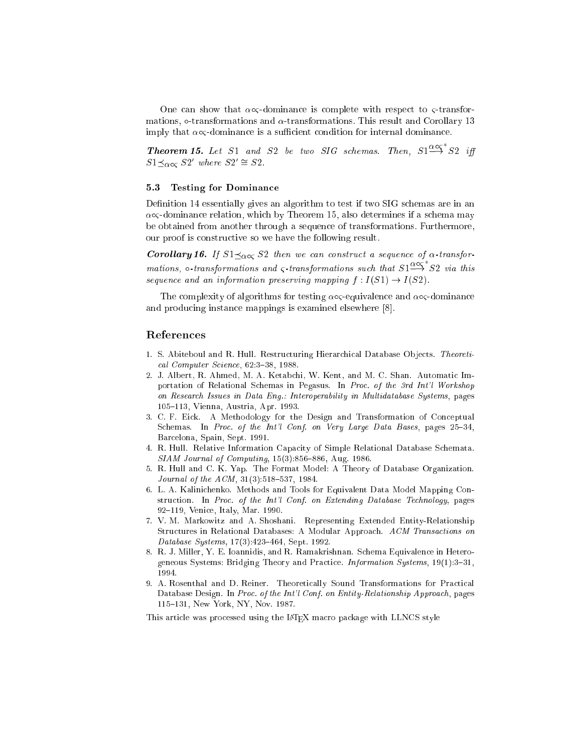One can show that $\alpha\varsigma\!\!\!\circ$-dominance is complete with respect to $\varsigma$-transformations, $\circ$-transformations and $\alpha$-transformations. This result and Corollary 13 imply that $\alpha\circ\varsigma$-dominance is a sufficient condition for internal dominance.

***Theorem 15.*** *Let* $S1$ *and* $S2$ *be two SIG schemas. Then,* $S1 \overset{\alpha\circ\varsigma^*}{\longrightarrow} S2$ *iff* $S1 \preceq_{\alpha\circ\varsigma} S2'$ *where* $S2' \cong S2$.

### 5.3 Testing for Dominance

Definition 14 essentially gives an algorithm to test if two SIG schemas are in an $\alpha\circ\varsigma$-dominance relation, which by Theorem 15, also determines if a schema may be obtained from another through a sequence of transformations. Furthermore, our proof is constructive so we have the following result.

***Corollary 16.*** *If* $S1 \preceq_{\alpha\circ\varsigma} S2$ *then we can construct a sequence of* $\alpha$*-transformations,* $\circ$*-transformations and* $\varsigma$*-transformations such that* $S1 \overset{\alpha\circ\varsigma^*}{\longrightarrow} S2$ *via this sequence and an information preserving mapping* $f : I(S1) \rightarrow I(S2)$.

The complexity of algorithms for testing $\alpha\circ\varsigma$-equivalence and $\alpha\circ\varsigma$-dominance and producing instance mappings is examined elsewhere [8].

## References

1. S. Abiteboul and R. Hull. Restructuring Hierarchical Database Objects. *Theoretical Computer Science*, 62:3–38, 1988.
2. J. Albert, R. Ahmed, M. A. Ketabchi, W. Kent, and M. C. Shan. Automatic Importation of Relational Schemas in Pegasus. In *Proc. of the 3rd Int'l Workshop on Research Issues in Data Eng.: Interoperability in Multidatabase Systems*, pages 105–113, Vienna, Austria, Apr. 1993.
3. C. F. Eick. A Methodology for the Design and Transformation of Conceptual Schemas. In *Proc. of the Int'l Conf. on Very Large Data Bases*, pages 25–34, Barcelona, Spain, Sept. 1991.
4. R. Hull. Relative Information Capacity of Simple Relational Database Schemata. *SIAM Journal of Computing*, 15(3):856–886, Aug. 1986.
5. R. Hull and C. K. Yap. The Format Model: A Theory of Database Organization. *Journal of the ACM*, 31(3):518–537, 1984.
6. L. A. Kalinichenko. Methods and Tools for Equivalent Data Model Mapping Construction. In *Proc. of the Int'l Conf. on Extending Database Technology*, pages 92–119, Venice, Italy, Mar. 1990.
7. V. M. Markowitz and A. Shoshani. Representing Extended Entity-Relationship Structures in Relational Databases: A Modular Approach. *ACM Transactions on Database Systems*, 17(3):423–464, Sept. 1992.
8. R. J. Miller, Y. E. Ioannidis, and R. Ramakrishnan. Schema Equivalence in Heterogeneous Systems: Bridging Theory and Practice. *Information Systems*, 19(1):3–31, 1994.
9. A. Rosenthal and D. Reiner. Theoretically Sound Transformations for Practical Database Design. In *Proc. of the Int'l Conf. on Entity-Relationship Approach*, pages 115–131, New York, NY, Nov. 1987.

This article was processed using the LaTeX macro package with LLNCS style